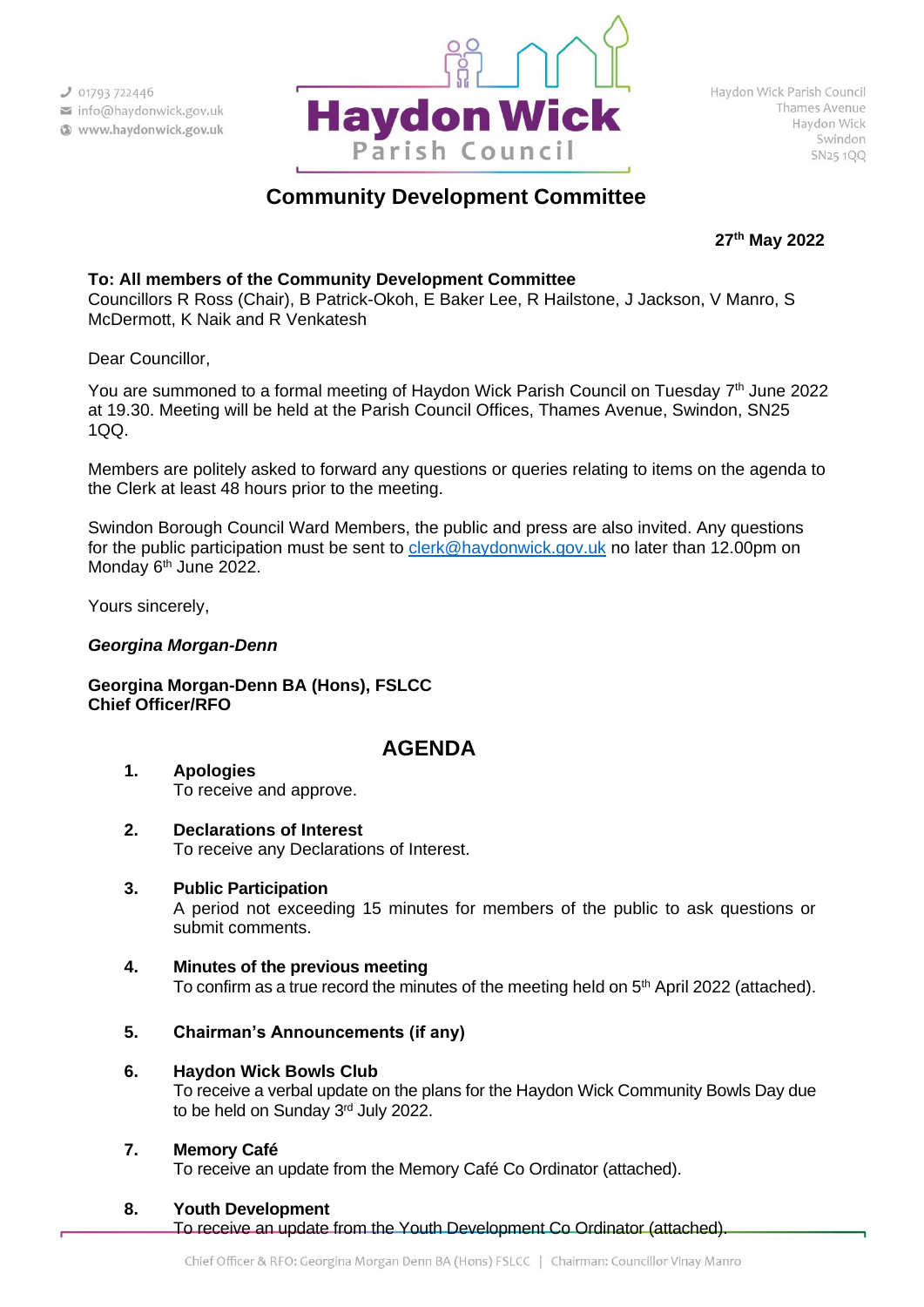01793 722446
info@haydonwick.gov.uk
www.haydonwick.gov.uk

**Haydon Wick**
Parish Council

Haydon Wick Parish Council
Thames Avenue
Haydon Wick
Swindon
SN25 1QQ

# Community Development Committee

**27th May 2022**

**To: All members of the Community Development Committee**
Councillors R Ross (Chair), B Patrick-Okoh, E Baker Lee, R Hailstone, J Jackson, V Manro, S McDermott, K Naik and R Venkatesh

Dear Councillor,

You are summoned to a formal meeting of Haydon Wick Parish Council on Tuesday 7th June 2022 at 19.30. Meeting will be held at the Parish Council Offices, Thames Avenue, Swindon, SN25 1QQ.

Members are politely asked to forward any questions or queries relating to items on the agenda to the Clerk at least 48 hours prior to the meeting.

Swindon Borough Council Ward Members, the public and press are also invited. Any questions for the public participation must be sent to clerk@haydonwick.gov.uk no later than 12.00pm on Monday 6th June 2022.

Yours sincerely,

***Georgina Morgan-Denn***

**Georgina Morgan-Denn BA (Hons), FSLCC**
**Chief Officer/RFO**

## AGENDA

1. **Apologies**
   To receive and approve.

2. **Declarations of Interest**
   To receive any Declarations of Interest.

3. **Public Participation**
   A period not exceeding 15 minutes for members of the public to ask questions or submit comments.

4. **Minutes of the previous meeting**
   To confirm as a true record the minutes of the meeting held on 5th April 2022 (attached).

5. **Chairman's Announcements (if any)**

6. **Haydon Wick Bowls Club**
   To receive a verbal update on the plans for the Haydon Wick Community Bowls Day due to be held on Sunday 3rd July 2022.

7. **Memory Café**
   To receive an update from the Memory Café Co Ordinator (attached).

8. **Youth Development**
   To receive an update from the Youth Development Co Ordinator (attached).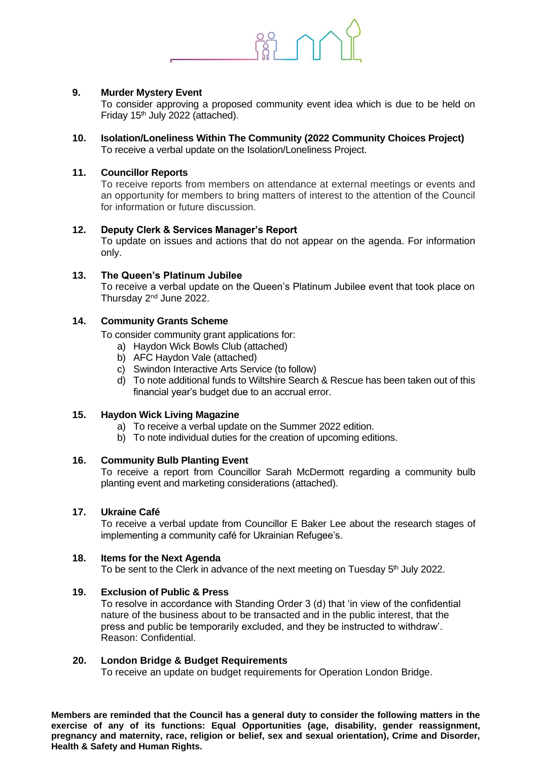**9. Murder Mystery Event**

To consider approving a proposed community event idea which is due to be held on Friday 15th July 2022 (attached).

**10. Isolation/Loneliness Within The Community (2022 Community Choices Project)**

To receive a verbal update on the Isolation/Loneliness Project.

**11. Councillor Reports**

To receive reports from members on attendance at external meetings or events and an opportunity for members to bring matters of interest to the attention of the Council for information or future discussion.

**12. Deputy Clerk & Services Manager's Report**

To update on issues and actions that do not appear on the agenda. For information only.

**13. The Queen's Platinum Jubilee**

To receive a verbal update on the Queen's Platinum Jubilee event that took place on Thursday 2nd June 2022.

**14. Community Grants Scheme**

To consider community grant applications for:

a) Haydon Wick Bowls Club (attached)
b) AFC Haydon Vale (attached)
c) Swindon Interactive Arts Service (to follow)
d) To note additional funds to Wiltshire Search & Rescue has been taken out of this financial year's budget due to an accrual error.

**15. Haydon Wick Living Magazine**

a) To receive a verbal update on the Summer 2022 edition.
b) To note individual duties for the creation of upcoming editions.

**16. Community Bulb Planting Event**

To receive a report from Councillor Sarah McDermott regarding a community bulb planting event and marketing considerations (attached).

**17. Ukraine Café**

To receive a verbal update from Councillor E Baker Lee about the research stages of implementing a community café for Ukrainian Refugee's.

**18. Items for the Next Agenda**

To be sent to the Clerk in advance of the next meeting on Tuesday 5th July 2022.

**19. Exclusion of Public & Press**

To resolve in accordance with Standing Order 3 (d) that 'in view of the confidential nature of the business about to be transacted and in the public interest, that the press and public be temporarily excluded, and they be instructed to withdraw'.
Reason: Confidential.

**20. London Bridge & Budget Requirements**

To receive an update on budget requirements for Operation London Bridge.

**Members are reminded that the Council has a general duty to consider the following matters in the exercise of any of its functions: Equal Opportunities (age, disability, gender reassignment, pregnancy and maternity, race, religion or belief, sex and sexual orientation), Crime and Disorder, Health & Safety and Human Rights.**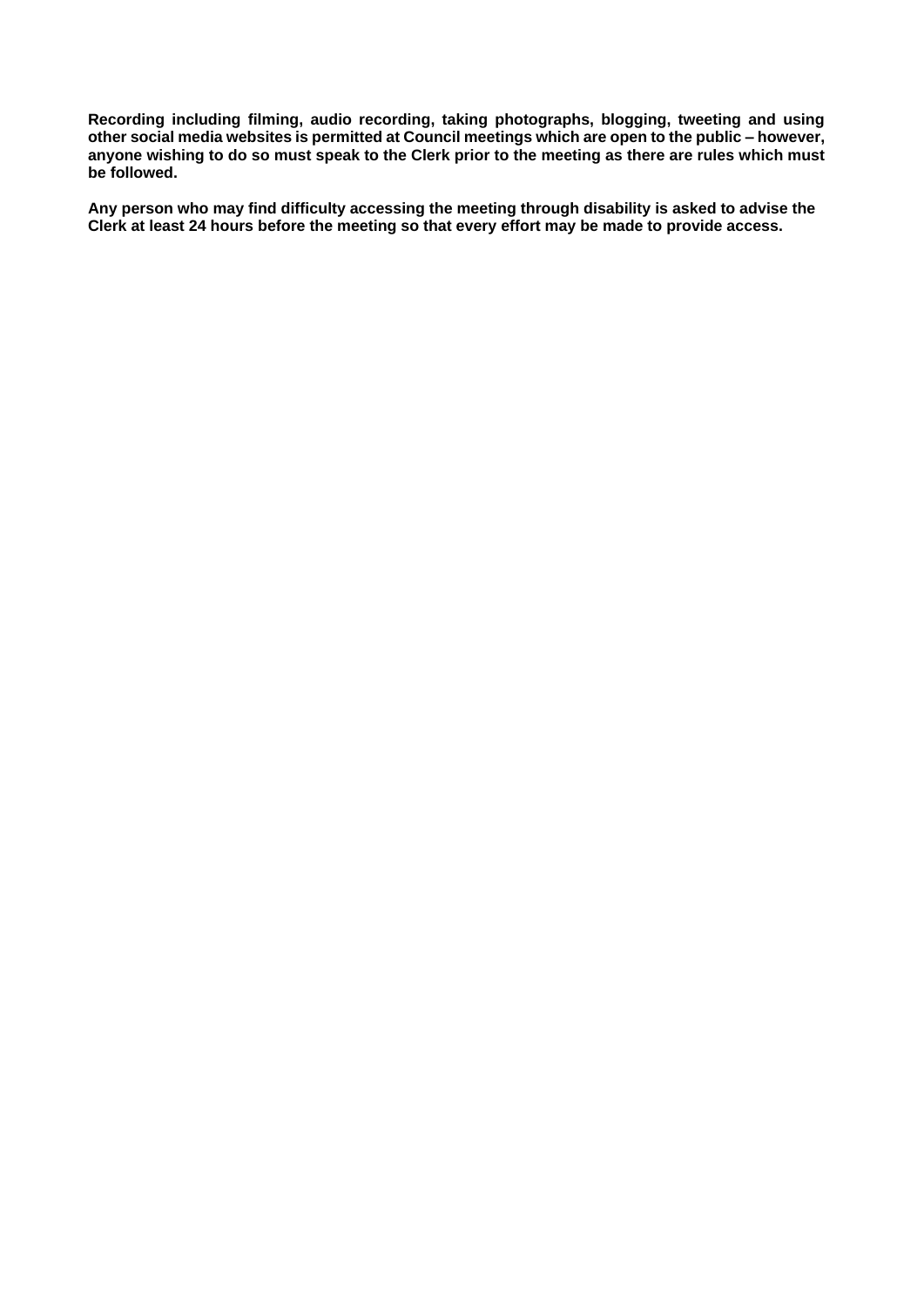**Recording including filming, audio recording, taking photographs, blogging, tweeting and using other social media websites is permitted at Council meetings which are open to the public – however, anyone wishing to do so must speak to the Clerk prior to the meeting as there are rules which must be followed.**

**Any person who may find difficulty accessing the meeting through disability is asked to advise the Clerk at least 24 hours before the meeting so that every effort may be made to provide access.**